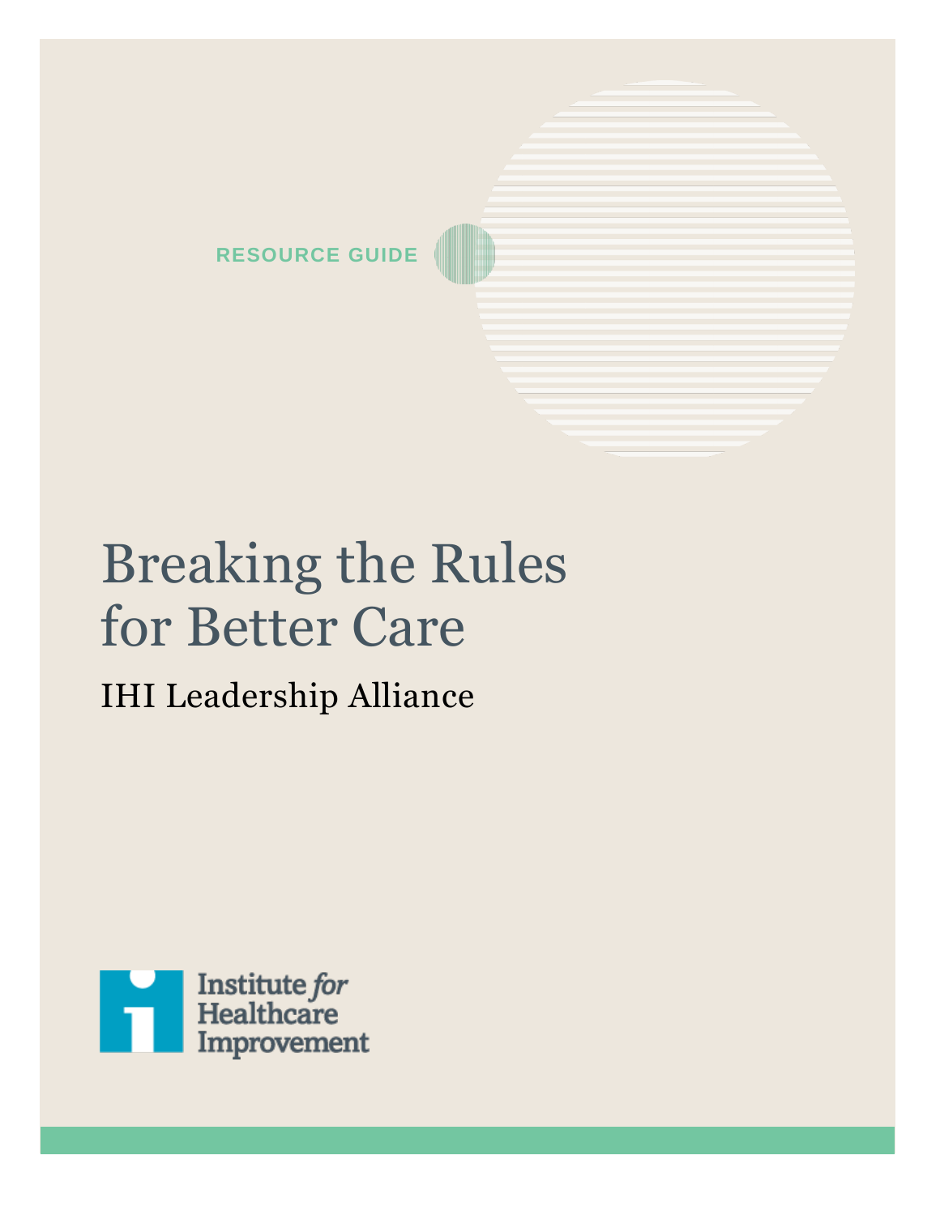RESOURCE GUIDE

# Breaking the Rules for Better Care

## IHI Leadership Alliance

Institute *for* Healthcare Improvement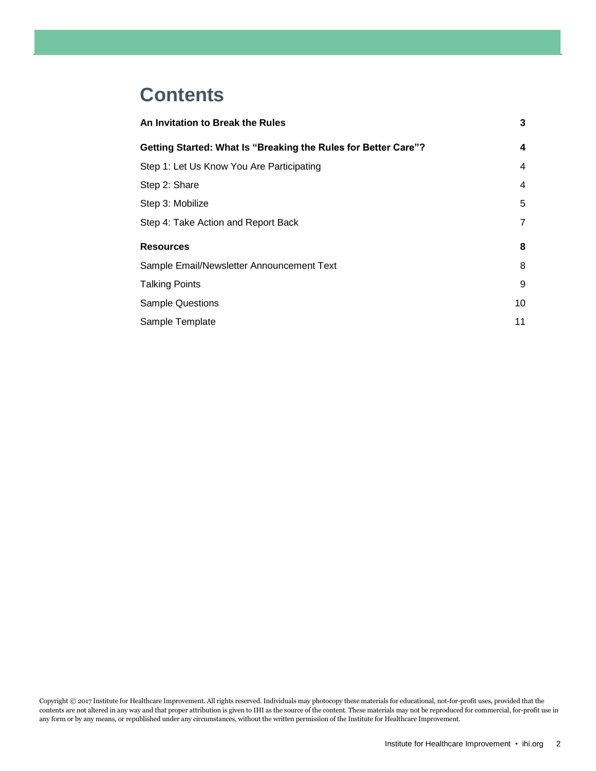# Contents

| | |
|---|---|
| **An Invitation to Break the Rules** | **3** |
| **Getting Started: What Is "Breaking the Rules for Better Care"?** | **4** |
| Step 1: Let Us Know You Are Participating | 4 |
| Step 2: Share | 4 |
| Step 3: Mobilize | 5 |
| Step 4: Take Action and Report Back | 7 |
| **Resources** | **8** |
| Sample Email/Newsletter Announcement Text | 8 |
| Talking Points | 9 |
| Sample Questions | 10 |
| Sample Template | 11 |

Copyright © 2017 Institute for Healthcare Improvement. All rights reserved. Individuals may photocopy these materials for educational, not-for-profit uses, provided that the contents are not altered in any way and that proper attribution is given to IHI as the source of the content. These materials may not be reproduced for commercial, for-profit use in any form or by any means, or republished under any circumstances, without the written permission of the Institute for Healthcare Improvement.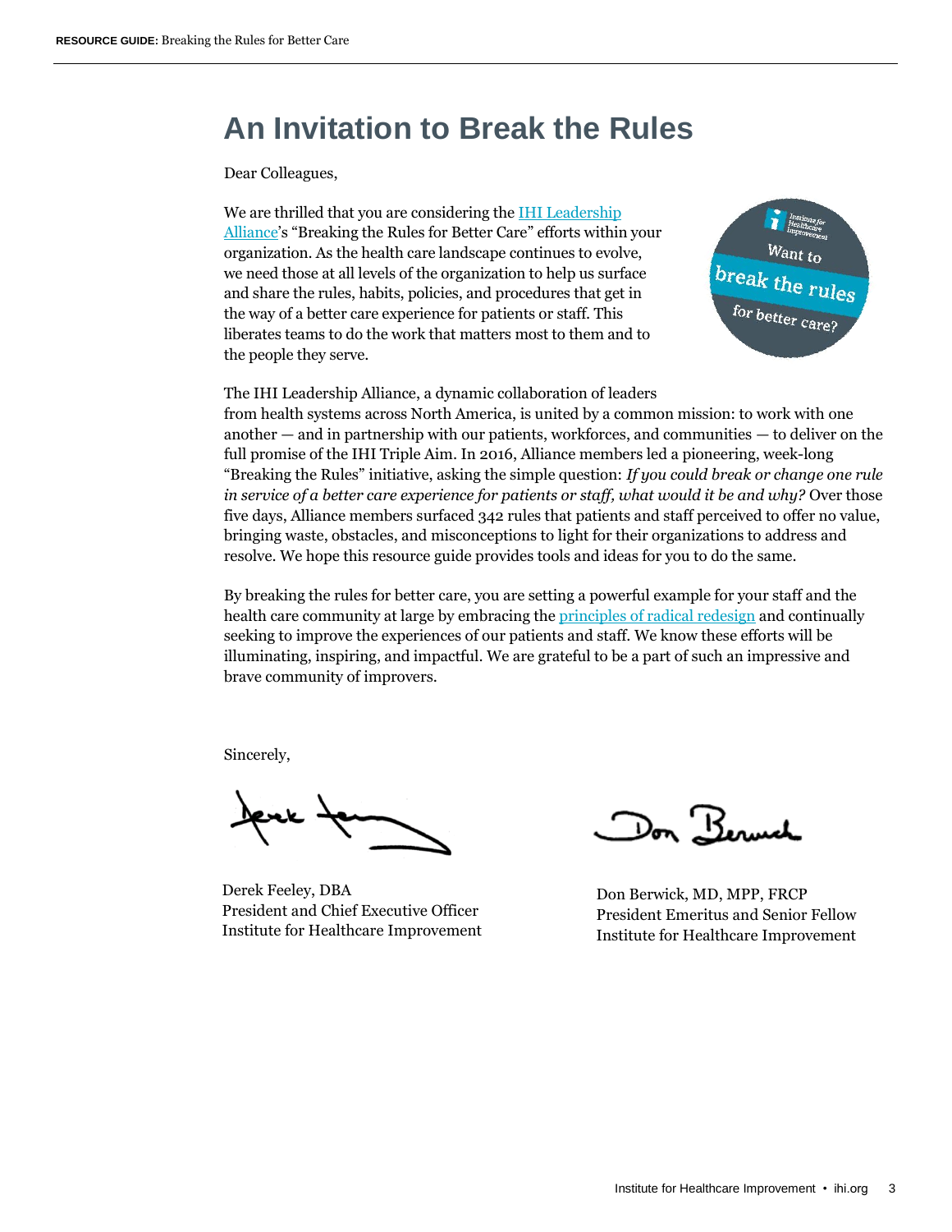# An Invitation to Break the Rules

Dear Colleagues,

We are thrilled that you are considering the IHI Leadership Alliance's "Breaking the Rules for Better Care" efforts within your organization. As the health care landscape continues to evolve, we need those at all levels of the organization to help us surface and share the rules, habits, policies, and procedures that get in the way of a better care experience for patients or staff. This liberates teams to do the work that matters most to them and to the people they serve.

The IHI Leadership Alliance, a dynamic collaboration of leaders from health systems across North America, is united by a common mission: to work with one another — and in partnership with our patients, workforces, and communities — to deliver on the full promise of the IHI Triple Aim. In 2016, Alliance members led a pioneering, week-long "Breaking the Rules" initiative, asking the simple question: *If you could break or change one rule in service of a better care experience for patients or staff, what would it be and why?* Over those five days, Alliance members surfaced 342 rules that patients and staff perceived to offer no value, bringing waste, obstacles, and misconceptions to light for their organizations to address and resolve. We hope this resource guide provides tools and ideas for you to do the same.

By breaking the rules for better care, you are setting a powerful example for your staff and the health care community at large by embracing the principles of radical redesign and continually seeking to improve the experiences of our patients and staff. We know these efforts will be illuminating, inspiring, and impactful. We are grateful to be a part of such an impressive and brave community of improvers.

Sincerely,

Derek Feeley, DBA
President and Chief Executive Officer
Institute for Healthcare Improvement

Don Berwick, MD, MPP, FRCP
President Emeritus and Senior Fellow
Institute for Healthcare Improvement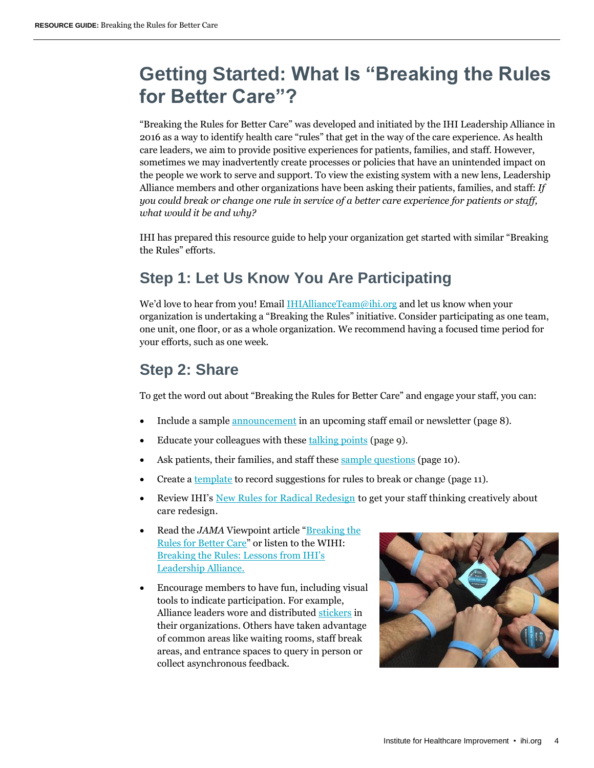# Getting Started: What Is "Breaking the Rules for Better Care"?

"Breaking the Rules for Better Care" was developed and initiated by the IHI Leadership Alliance in 2016 as a way to identify health care "rules" that get in the way of the care experience. As health care leaders, we aim to provide positive experiences for patients, families, and staff. However, sometimes we may inadvertently create processes or policies that have an unintended impact on the people we work to serve and support. To view the existing system with a new lens, Leadership Alliance members and other organizations have been asking their patients, families, and staff: *If you could break or change one rule in service of a better care experience for patients or staff, what would it be and why?*

IHI has prepared this resource guide to help your organization get started with similar "Breaking the Rules" efforts.

## Step 1: Let Us Know You Are Participating

We'd love to hear from you! Email IHIAllianceTeam@ihi.org and let us know when your organization is undertaking a "Breaking the Rules" initiative. Consider participating as one team, one unit, one floor, or as a whole organization. We recommend having a focused time period for your efforts, such as one week.

## Step 2: Share

To get the word out about "Breaking the Rules for Better Care" and engage your staff, you can:

- Include a sample announcement in an upcoming staff email or newsletter (page 8).
- Educate your colleagues with these talking points (page 9).
- Ask patients, their families, and staff these sample questions (page 10).
- Create a template to record suggestions for rules to break or change (page 11).
- Review IHI's New Rules for Radical Redesign to get your staff thinking creatively about care redesign.
- Read the *JAMA* Viewpoint article "Breaking the Rules for Better Care" or listen to the WIHI: Breaking the Rules: Lessons from IHI's Leadership Alliance.
- Encourage members to have fun, including visual tools to indicate participation. For example, Alliance leaders wore and distributed stickers in their organizations. Others have taken advantage of common areas like waiting rooms, staff break areas, and entrance spaces to query in person or collect asynchronous feedback.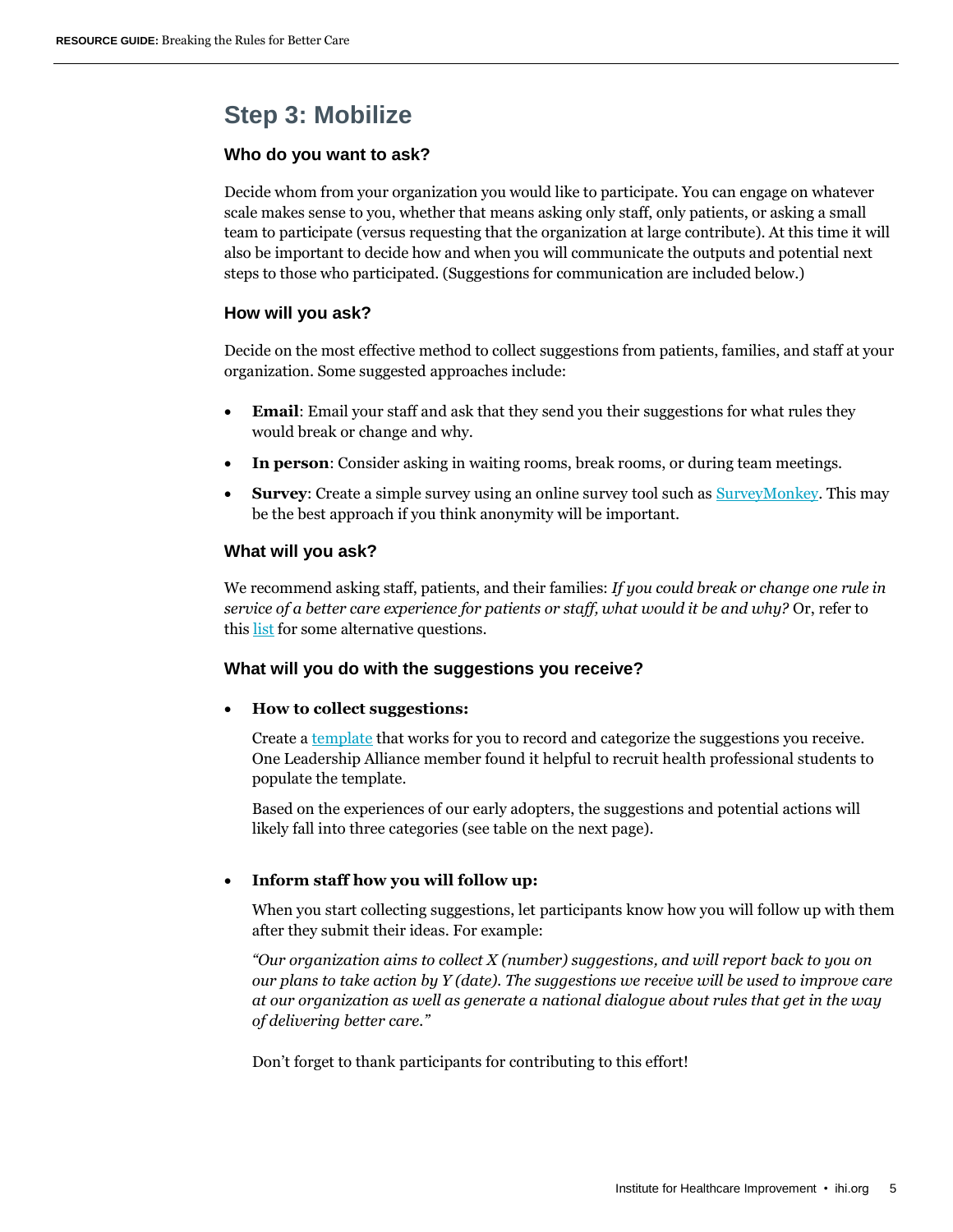## Step 3: Mobilize

### Who do you want to ask?

Decide whom from your organization you would like to participate. You can engage on whatever scale makes sense to you, whether that means asking only staff, only patients, or asking a small team to participate (versus requesting that the organization at large contribute). At this time it will also be important to decide how and when you will communicate the outputs and potential next steps to those who participated. (Suggestions for communication are included below.)

### How will you ask?

Decide on the most effective method to collect suggestions from patients, families, and staff at your organization. Some suggested approaches include:

- **Email**: Email your staff and ask that they send you their suggestions for what rules they would break or change and why.
- **In person**: Consider asking in waiting rooms, break rooms, or during team meetings.
- **Survey**: Create a simple survey using an online survey tool such as SurveyMonkey. This may be the best approach if you think anonymity will be important.

### What will you ask?

We recommend asking staff, patients, and their families: *If you could break or change one rule in service of a better care experience for patients or staff, what would it be and why?* Or, refer to this list for some alternative questions.

### What will you do with the suggestions you receive?

- **How to collect suggestions:**

  Create a template that works for you to record and categorize the suggestions you receive. One Leadership Alliance member found it helpful to recruit health professional students to populate the template.

  Based on the experiences of our early adopters, the suggestions and potential actions will likely fall into three categories (see table on the next page).

- **Inform staff how you will follow up:**

  When you start collecting suggestions, let participants know how you will follow up with them after they submit their ideas. For example:

  *"Our organization aims to collect X (number) suggestions, and will report back to you on our plans to take action by Y (date). The suggestions we receive will be used to improve care at our organization as well as generate a national dialogue about rules that get in the way of delivering better care."*

  Don't forget to thank participants for contributing to this effort!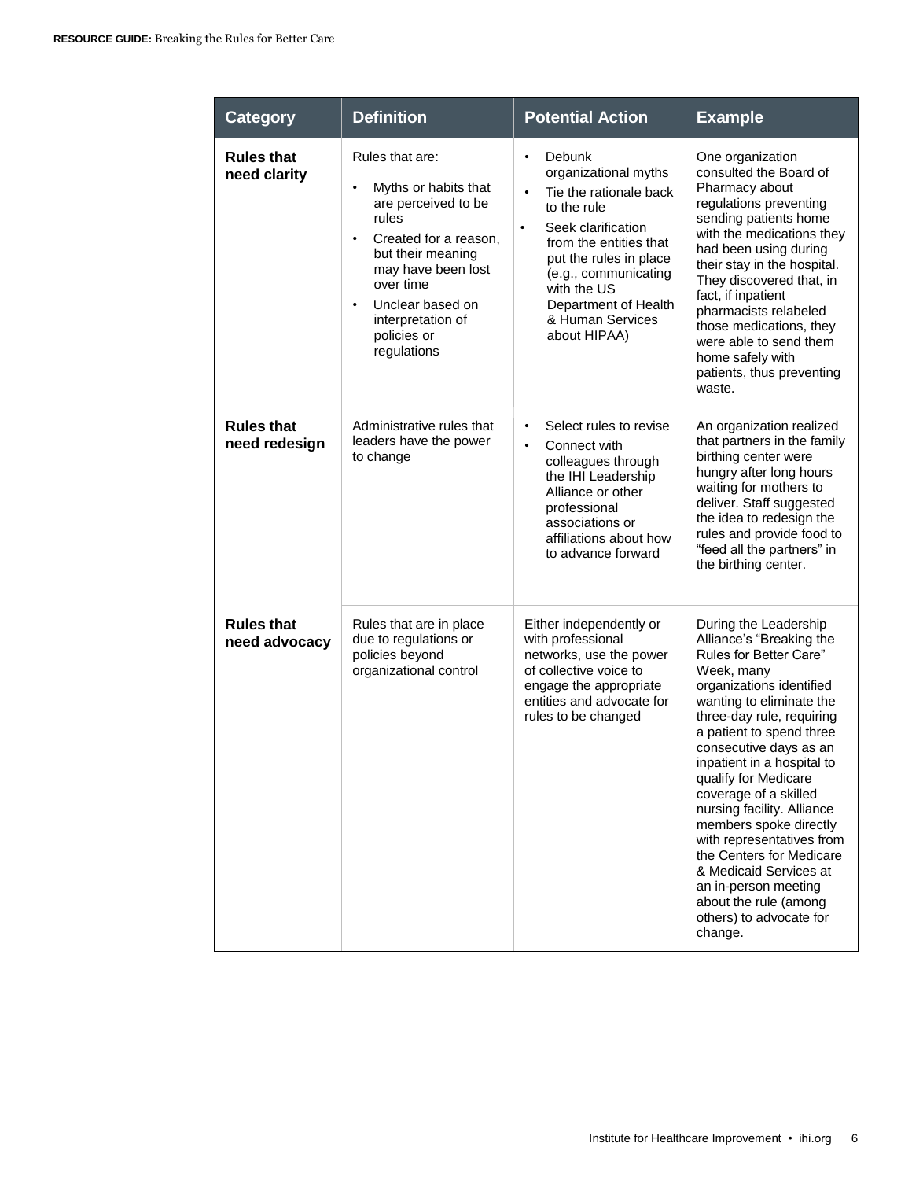| Category | Definition | Potential Action | Example |
|---|---|---|---|
| **Rules that need clarity** | Rules that are: <br>• Myths or habits that are perceived to be rules <br>• Created for a reason, but their meaning may have been lost over time <br>• Unclear based on interpretation of policies or regulations | • Debunk organizational myths <br>• Tie the rationale back to the rule <br>• Seek clarification from the entities that put the rules in place (e.g., communicating with the US Department of Health & Human Services about HIPAA) | One organization consulted the Board of Pharmacy about regulations preventing sending patients home with the medications they had been using during their stay in the hospital. They discovered that, in fact, if inpatient pharmacists relabeled those medications, they were able to send them home safely with patients, thus preventing waste. |
| **Rules that need redesign** | Administrative rules that leaders have the power to change | • Select rules to revise <br>• Connect with colleagues through the IHI Leadership Alliance or other professional associations or affiliations about how to advance forward | An organization realized that partners in the family birthing center were hungry after long hours waiting for mothers to deliver. Staff suggested the idea to redesign the rules and provide food to "feed all the partners" in the birthing center. |
| **Rules that need advocacy** | Rules that are in place due to regulations or policies beyond organizational control | Either independently or with professional networks, use the power of collective voice to engage the appropriate entities and advocate for rules to be changed | During the Leadership Alliance's "Breaking the Rules for Better Care" Week, many organizations identified wanting to eliminate the three-day rule, requiring a patient to spend three consecutive days as an inpatient in a hospital to qualify for Medicare coverage of a skilled nursing facility. Alliance members spoke directly with representatives from the Centers for Medicare & Medicaid Services at an in-person meeting about the rule (among others) to advocate for change. |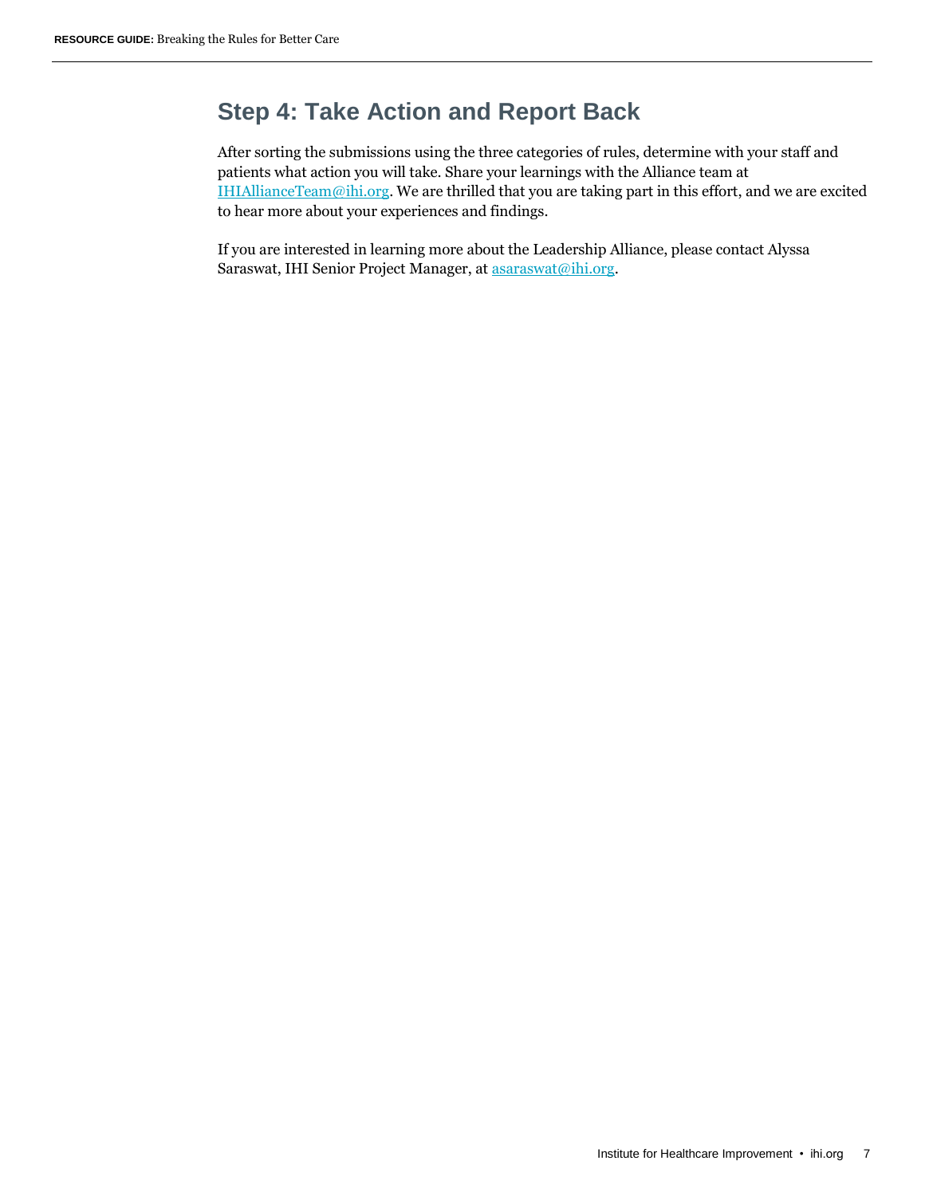## Step 4: Take Action and Report Back

After sorting the submissions using the three categories of rules, determine with your staff and patients what action you will take. Share your learnings with the Alliance team at IHIAllianceTeam@ihi.org. We are thrilled that you are taking part in this effort, and we are excited to hear more about your experiences and findings.

If you are interested in learning more about the Leadership Alliance, please contact Alyssa Saraswat, IHI Senior Project Manager, at asaraswat@ihi.org.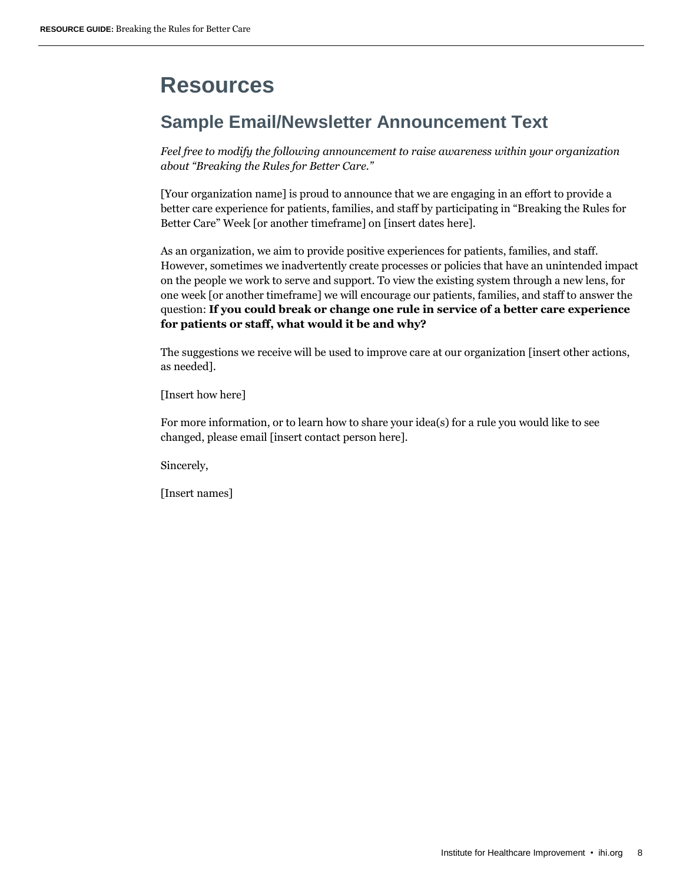# Resources

## Sample Email/Newsletter Announcement Text

*Feel free to modify the following announcement to raise awareness within your organization about "Breaking the Rules for Better Care."*

[Your organization name] is proud to announce that we are engaging in an effort to provide a better care experience for patients, families, and staff by participating in "Breaking the Rules for Better Care" Week [or another timeframe] on [insert dates here].

As an organization, we aim to provide positive experiences for patients, families, and staff. However, sometimes we inadvertently create processes or policies that have an unintended impact on the people we work to serve and support. To view the existing system through a new lens, for one week [or another timeframe] we will encourage our patients, families, and staff to answer the question: **If you could break or change one rule in service of a better care experience for patients or staff, what would it be and why?**

The suggestions we receive will be used to improve care at our organization [insert other actions, as needed].

[Insert how here]

For more information, or to learn how to share your idea(s) for a rule you would like to see changed, please email [insert contact person here].

Sincerely,

[Insert names]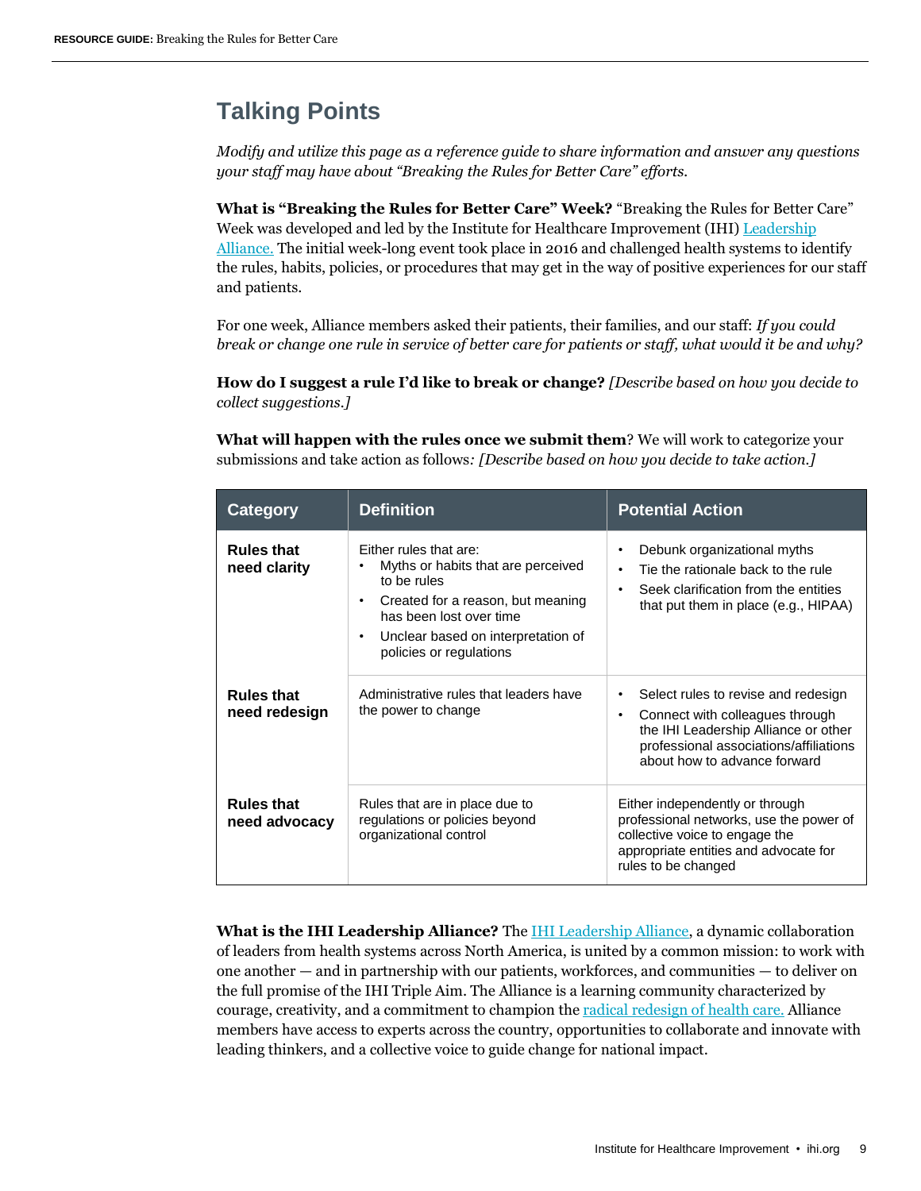## Talking Points

*Modify and utilize this page as a reference guide to share information and answer any questions your staff may have about "Breaking the Rules for Better Care" efforts.*

**What is "Breaking the Rules for Better Care" Week?** "Breaking the Rules for Better Care" Week was developed and led by the Institute for Healthcare Improvement (IHI) Leadership Alliance. The initial week-long event took place in 2016 and challenged health systems to identify the rules, habits, policies, or procedures that may get in the way of positive experiences for our staff and patients.

For one week, Alliance members asked their patients, their families, and our staff: *If you could break or change one rule in service of better care for patients or staff, what would it be and why?*

**How do I suggest a rule I'd like to break or change?** *[Describe based on how you decide to collect suggestions.]*

**What will happen with the rules once we submit them**? We will work to categorize your submissions and take action as follows*: [Describe based on how you decide to take action.]*

| Category | Definition | Potential Action |
|---|---|---|
| **Rules that need clarity** | Either rules that are:<br>• Myths or habits that are perceived to be rules<br>• Created for a reason, but meaning has been lost over time<br>• Unclear based on interpretation of policies or regulations | • Debunk organizational myths<br>• Tie the rationale back to the rule<br>• Seek clarification from the entities that put them in place (e.g., HIPAA) |
| **Rules that need redesign** | Administrative rules that leaders have the power to change | • Select rules to revise and redesign<br>• Connect with colleagues through the IHI Leadership Alliance or other professional associations/affiliations about how to advance forward |
| **Rules that need advocacy** | Rules that are in place due to regulations or policies beyond organizational control | Either independently or through professional networks, use the power of collective voice to engage the appropriate entities and advocate for rules to be changed |

**What is the IHI Leadership Alliance?** The IHI Leadership Alliance, a dynamic collaboration of leaders from health systems across North America, is united by a common mission: to work with one another — and in partnership with our patients, workforces, and communities — to deliver on the full promise of the IHI Triple Aim. The Alliance is a learning community characterized by courage, creativity, and a commitment to champion the radical redesign of health care. Alliance members have access to experts across the country, opportunities to collaborate and innovate with leading thinkers, and a collective voice to guide change for national impact.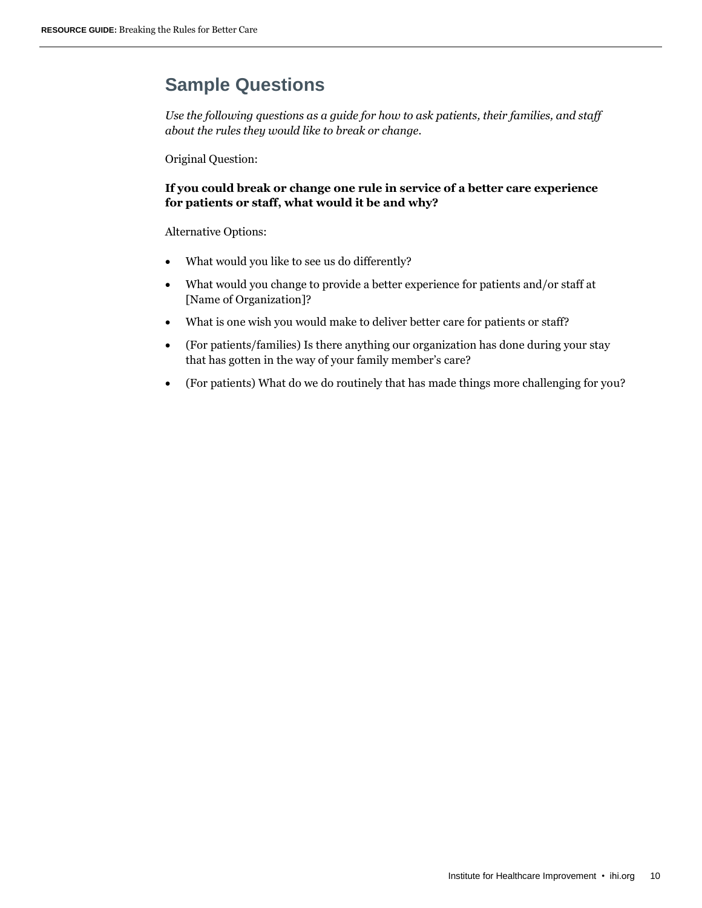## Sample Questions

*Use the following questions as a guide for how to ask patients, their families, and staff about the rules they would like to break or change.*

Original Question:

**If you could break or change one rule in service of a better care experience for patients or staff, what would it be and why?**

Alternative Options:

- What would you like to see us do differently?
- What would you change to provide a better experience for patients and/or staff at [Name of Organization]?
- What is one wish you would make to deliver better care for patients or staff?
- (For patients/families) Is there anything our organization has done during your stay that has gotten in the way of your family member's care?
- (For patients) What do we do routinely that has made things more challenging for you?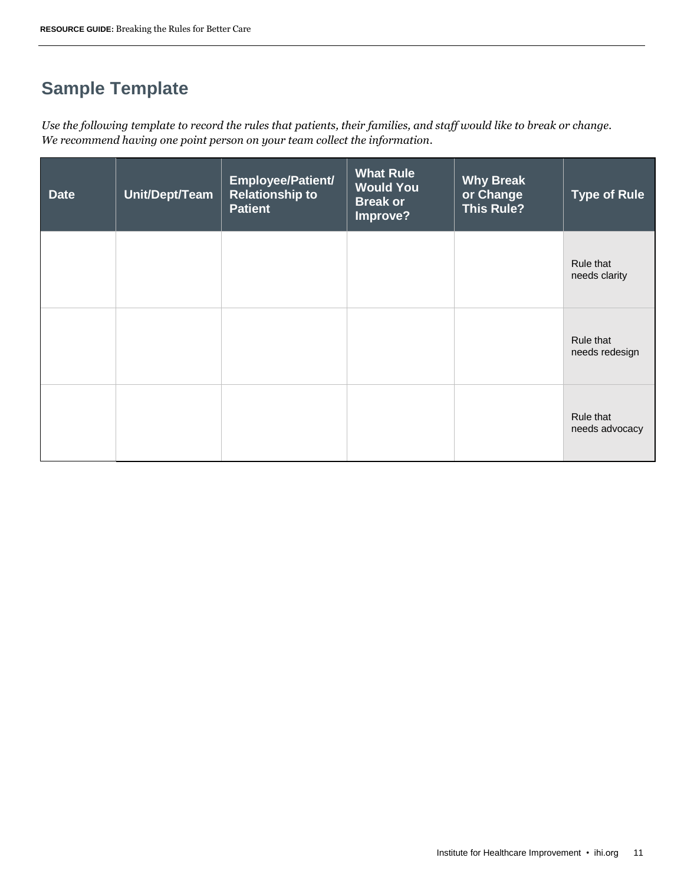## Sample Template

*Use the following template to record the rules that patients, their families, and staff would like to break or change. We recommend having one point person on your team collect the information.*

| Date | Unit/Dept/Team | Employee/Patient/ Relationship to Patient | What Rule Would You Break or Improve? | Why Break or Change This Rule? | Type of Rule |
|---|---|---|---|---|---|
| | | | | | Rule that needs clarity |
| | | | | | Rule that needs redesign |
| | | | | | Rule that needs advocacy |